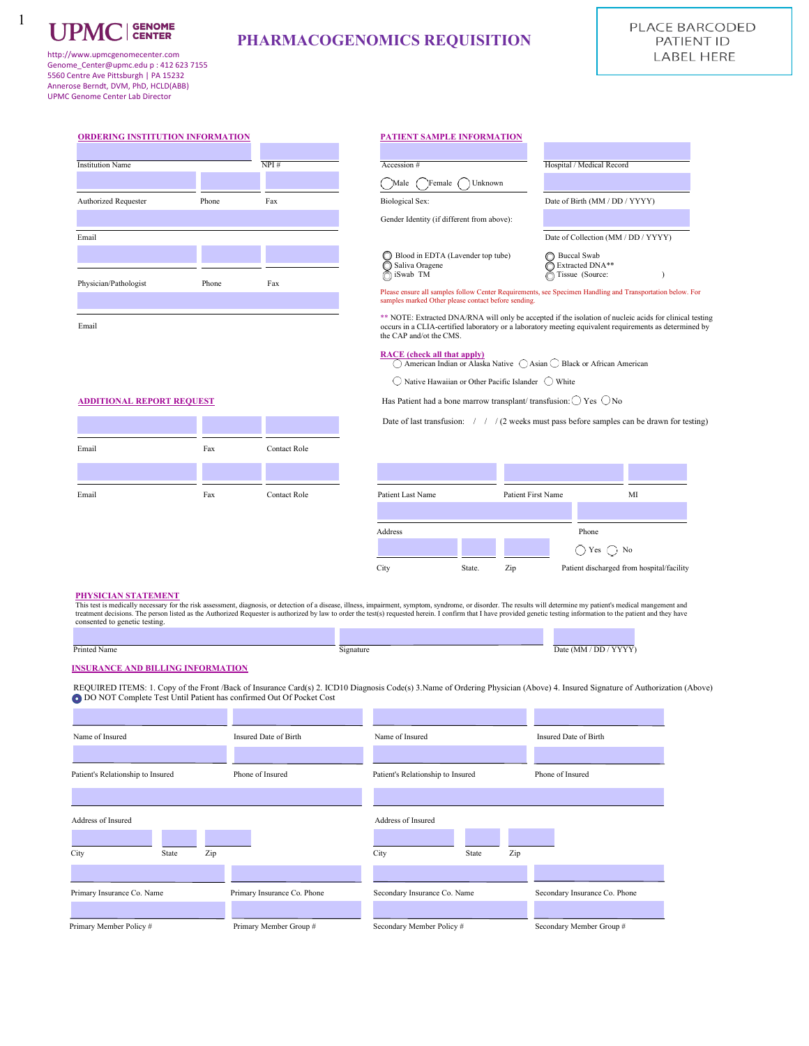UPMC | GENOME CENTER

http://www.upmcgenomecenter.com
Genome_Center@upmc.edu p : 412 623 7155
5560 Centre Ave Pittsburgh | PA 15232
Annerose Berndt, DVM, PhD, HCLD(ABB)
UPMC Genome Center Lab Director

# PHARMACOGENOMICS REQUISITION

PLACE BARCODED PATIENT ID LABEL HERE

## ORDERING INSTITUTION INFORMATION

Institution Name | NPI #

Authorized Requester | Phone | Fax

Email

Physician/Pathologist | Phone | Fax

Email

## PATIENT SAMPLE INFORMATION

Accession # | Hospital / Medical Record

Biological Sex: ◯ Male ◯ Female ◯ Unknown

Date of Birth (MM / DD / YYYY)

Gender Identity (if different from above):

Date of Collection (MM / DD / YYYY)

◯ Blood in EDTA (Lavender top tube)
◯ Saliva Oragene
◯ iSwab TM
◯ Buccal Swab
◯ Extracted DNA**
◯ Tissue (Source: )

Please ensure all samples follow Center Requirements, see Specimen Handling and Transportation below. For samples marked Other please contact before sending.

** NOTE: Extracted DNA/RNA will only be accepted if the isolation of nucleic acids for clinical testing occurs in a CLIA-certified laboratory or a laboratory meeting equivalent requirements as determined by the CAP and/ot the CMS.

## RACE (check all that apply)

◯ American Indian or Alaska Native ◯ Asian ◯ Black or African American

◯ Native Hawaiian or Other Pacific Islander ◯ White

Has Patient had a bone marrow transplant/ transfusion: ◯ Yes ◯ No

Date of last transfusion: / / (2 weeks must pass before samples can be drawn for testing)

Patient Last Name | Patient First Name | MI

Address | Phone

City | State. | Zip

Patient discharged from hospital/facility ◯ Yes ◯ No

## ADDITIONAL REPORT REQUEST

Email | Fax | Contact Role

Email | Fax | Contact Role

## PHYSICIAN STATEMENT

This test is medically necessary for the risk assessment, diagnosis, or detection of a disease, illness, impairment, symptom, syndrome, or disorder. The results will determine my patient's medical mangement and treatment decisions. The person listed as the Authorized Requester is authorized by law to order the test(s) requested herein. I confirm that I have provided genetic testing information to the patient and they have consented to genetic testing.

Printed Name | Signature | Date (MM / DD / YYYY)

## INSURANCE AND BILLING INFORMATION

REQUIRED ITEMS: 1. Copy of the Front /Back of Insurance Card(s) 2. ICD10 Diagnosis Code(s) 3.Name of Ordering Physician (Above) 4. Insured Signature of Authorization (Above)

◉ DO NOT Complete Test Until Patient has confirmed Out Of Pocket Cost

Name of Insured | Insured Date of Birth | Name of Insured | Insured Date of Birth

Patient's Relationship to Insured | Phone of Insured | Patient's Relationship to Insured | Phone of Insured

Address of Insured | Address of Insured

City | State | Zip | City | State | Zip

Primary Insurance Co. Name | Primary Insurance Co. Phone | Secondary Insurance Co. Name | Secondary Insurance Co. Phone

Primary Member Policy # | Primary Member Group # | Secondary Member Policy # | Secondary Member Group #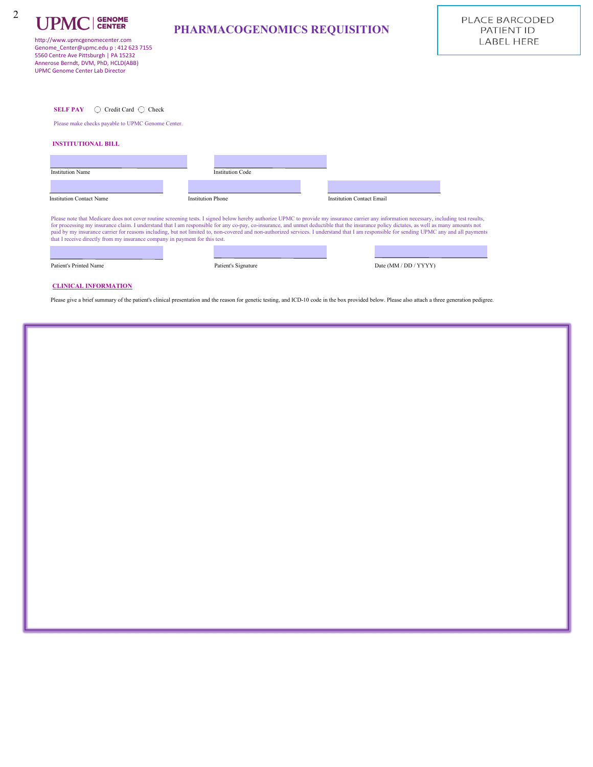UPMC | GENOME CENTER

http://www.upmcgenomecenter.com
Genome_Center@upmc.edu p : 412 623 7155
5560 Centre Ave Pittsburgh | PA 15232
Annerose Berndt, DVM, PhD, HCLD(ABB)
UPMC Genome Center Lab Director

# PHARMACOGENOMICS REQUISITION

PLACE BARCODED PATIENT ID LABEL HERE

**SELF PAY** ◯ Credit Card ◯ Check

Please make checks payable to UPMC Genome Center.

**INSTITUTIONAL BILL**

Institution Name ______________________ Institution Code ______________________

Institution Contact Name ______________________ Institution Phone ______________________ Institution Contact Email ______________________

Please note that Medicare does not cover routine screening tests. I signed below hereby authorize UPMC to provide my insurance carrier any information necessary, including test results, for processing my insurance claim. I understand that I am responsible for any co-pay, co-insurance, and unmet deductible that the insurance policy dictates, as well as many amounts not paid by my insurance carrier for reasons including, but not limited to, non-covered and non-authorized services. I understand that I am responsible for sending UPMC any and all payments that I receive directly from my insurance company in payment for this test.

Patient's Printed Name ______________________ Patient's Signature ______________________ Date (MM / DD / YYYY) ______________________

**CLINICAL INFORMATION**

Please give a brief summary of the patient's clinical presentation and the reason for genetic testing, and ICD-10 code in the box provided below. Please also attach a three generation pedigree.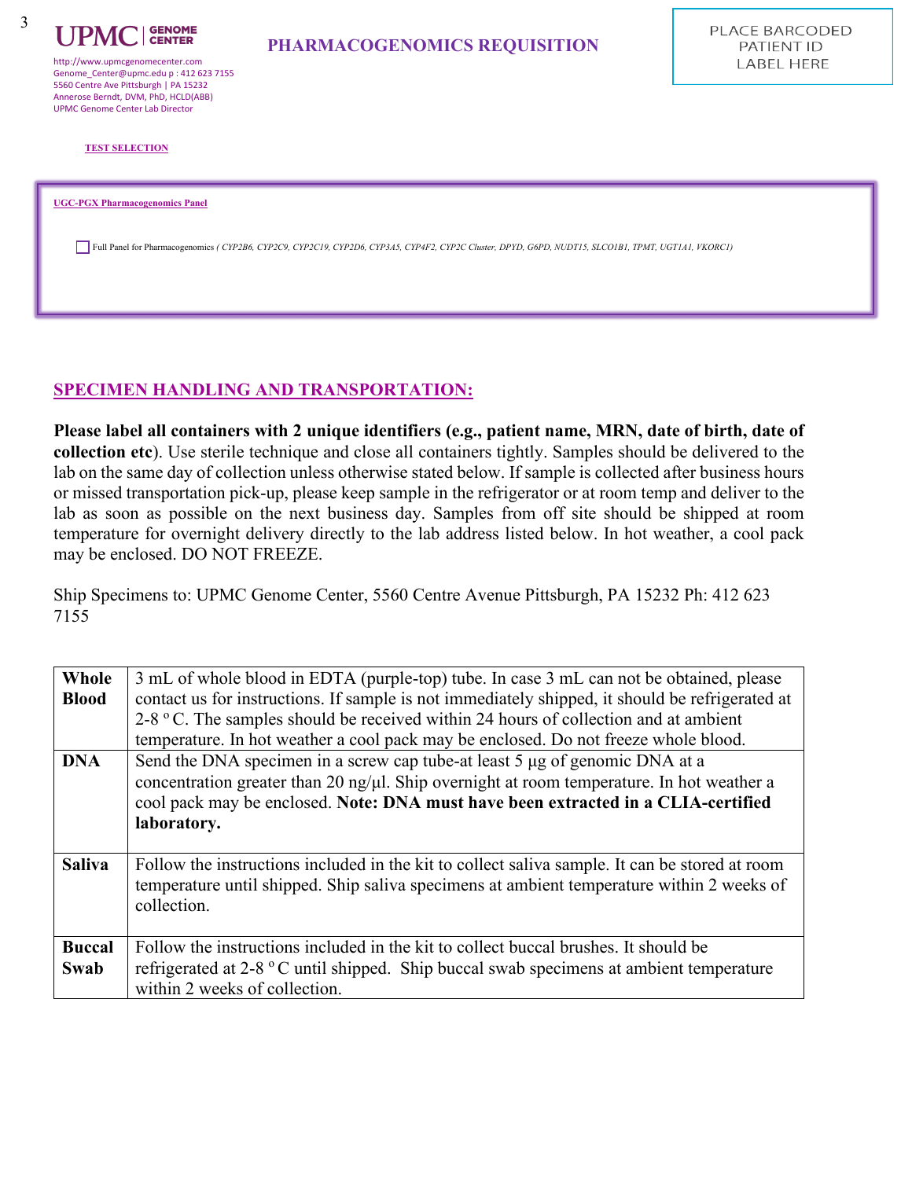**UPMC | GENOME CENTER**

http://www.upmcgenomecenter.com
Genome_Center@upmc.edu p : 412 623 7155
5560 Centre Ave Pittsburgh | PA 15232
Annerose Berndt, DVM, PhD, HCLD(ABB)
UPMC Genome Center Lab Director

# PHARMACOGENOMICS REQUISITION

PLACE BARCODED PATIENT ID LABEL HERE

**TEST SELECTION**

**UGC-PGX Pharmacogenomics Panel**

☐ Full Panel for Pharmacogenomics *( CYP2B6, CYP2C9, CYP2C19, CYP2D6, CYP3A5, CYP4F2, CYP2C Cluster, DPYD, G6PD, NUDT15, SLCO1B1, TPMT, UGT1A1, VKORC1)*

## SPECIMEN HANDLING AND TRANSPORTATION:

**Please label all containers with 2 unique identifiers (e.g., patient name, MRN, date of birth, date of collection etc**). Use sterile technique and close all containers tightly. Samples should be delivered to the lab on the same day of collection unless otherwise stated below. If sample is collected after business hours or missed transportation pick-up, please keep sample in the refrigerator or at room temp and deliver to the lab as soon as possible on the next business day. Samples from off site should be shipped at room temperature for overnight delivery directly to the lab address listed below. In hot weather, a cool pack may be enclosed. DO NOT FREEZE.

Ship Specimens to: UPMC Genome Center, 5560 Centre Avenue Pittsburgh, PA 15232 Ph: 412 623 7155

| | |
|---|---|
| **Whole Blood** | 3 mL of whole blood in EDTA (purple-top) tube. In case 3 mL can not be obtained, please contact us for instructions. If sample is not immediately shipped, it should be refrigerated at 2-8 °C. The samples should be received within 24 hours of collection and at ambient temperature. In hot weather a cool pack may be enclosed. Do not freeze whole blood. |
| **DNA** | Send the DNA specimen in a screw cap tube-at least 5 µg of genomic DNA at a concentration greater than 20 ng/µl. Ship overnight at room temperature. In hot weather a cool pack may be enclosed. **Note: DNA must have been extracted in a CLIA-certified laboratory.** |
| **Saliva** | Follow the instructions included in the kit to collect saliva sample. It can be stored at room temperature until shipped. Ship saliva specimens at ambient temperature within 2 weeks of collection. |
| **Buccal Swab** | Follow the instructions included in the kit to collect buccal brushes. It should be refrigerated at 2-8 °C until shipped. Ship buccal swab specimens at ambient temperature within 2 weeks of collection. |